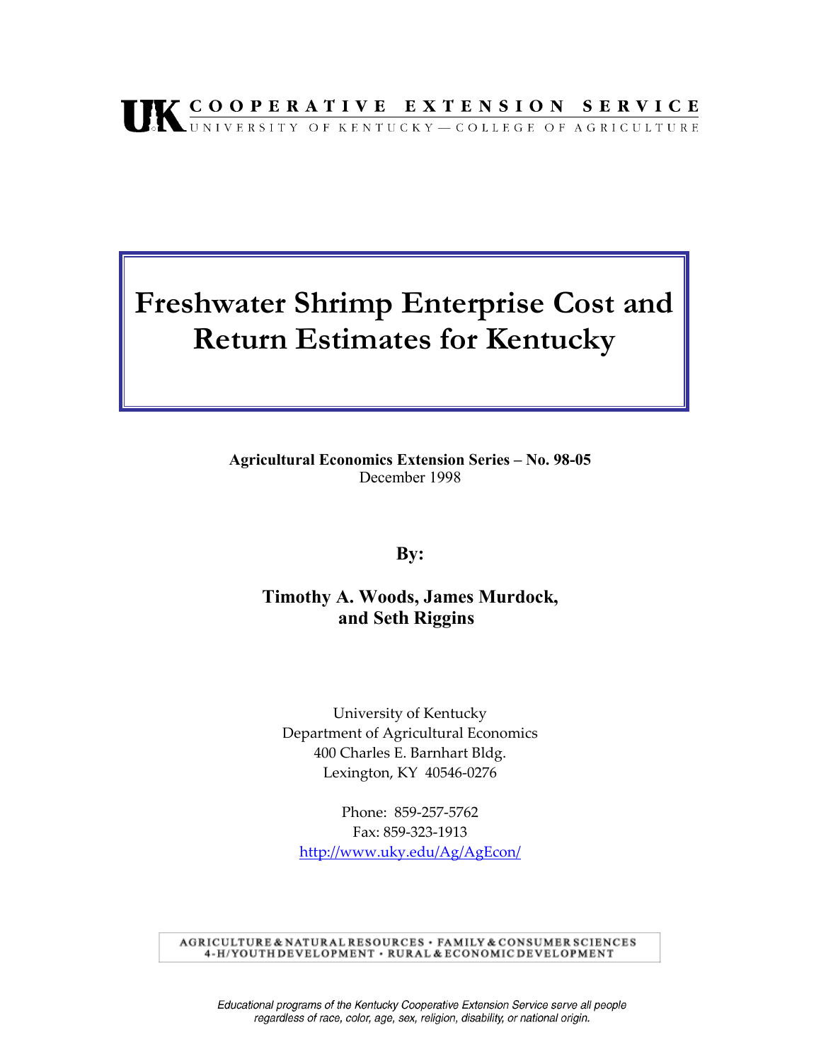UK COOPERATIVE EXTENSION SERVICE
UNIVERSITY OF KENTUCKY — COLLEGE OF AGRICULTURE

# Freshwater Shrimp Enterprise Cost and Return Estimates for Kentucky

**Agricultural Economics Extension Series – No. 98-05**
December 1998

**By:**

**Timothy A. Woods, James Murdock, and Seth Riggins**

University of Kentucky
Department of Agricultural Economics
400 Charles E. Barnhart Bldg.
Lexington, KY 40546-0276

Phone: 859-257-5762
Fax: 859-323-1913
http://www.uky.edu/Ag/AgEcon/

AGRICULTURE & NATURAL RESOURCES • FAMILY & CONSUMER SCIENCES
4-H/YOUTH DEVELOPMENT • RURAL & ECONOMIC DEVELOPMENT

*Educational programs of the Kentucky Cooperative Extension Service serve all people regardless of race, color, age, sex, religion, disability, or national origin.*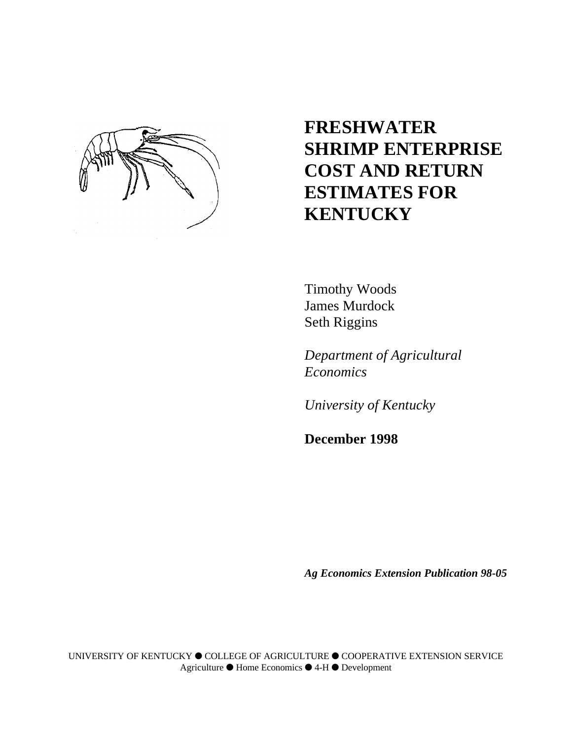# FRESHWATER SHRIMP ENTERPRISE COST AND RETURN ESTIMATES FOR KENTUCKY

Timothy Woods
James Murdock
Seth Riggins

*Department of Agricultural Economics*

*University of Kentucky*

**December 1998**

***Ag Economics Extension Publication 98-05***

UNIVERSITY OF KENTUCKY ● COLLEGE OF AGRICULTURE ● COOPERATIVE EXTENSION SERVICE
Agriculture ● Home Economics ● 4-H ● Development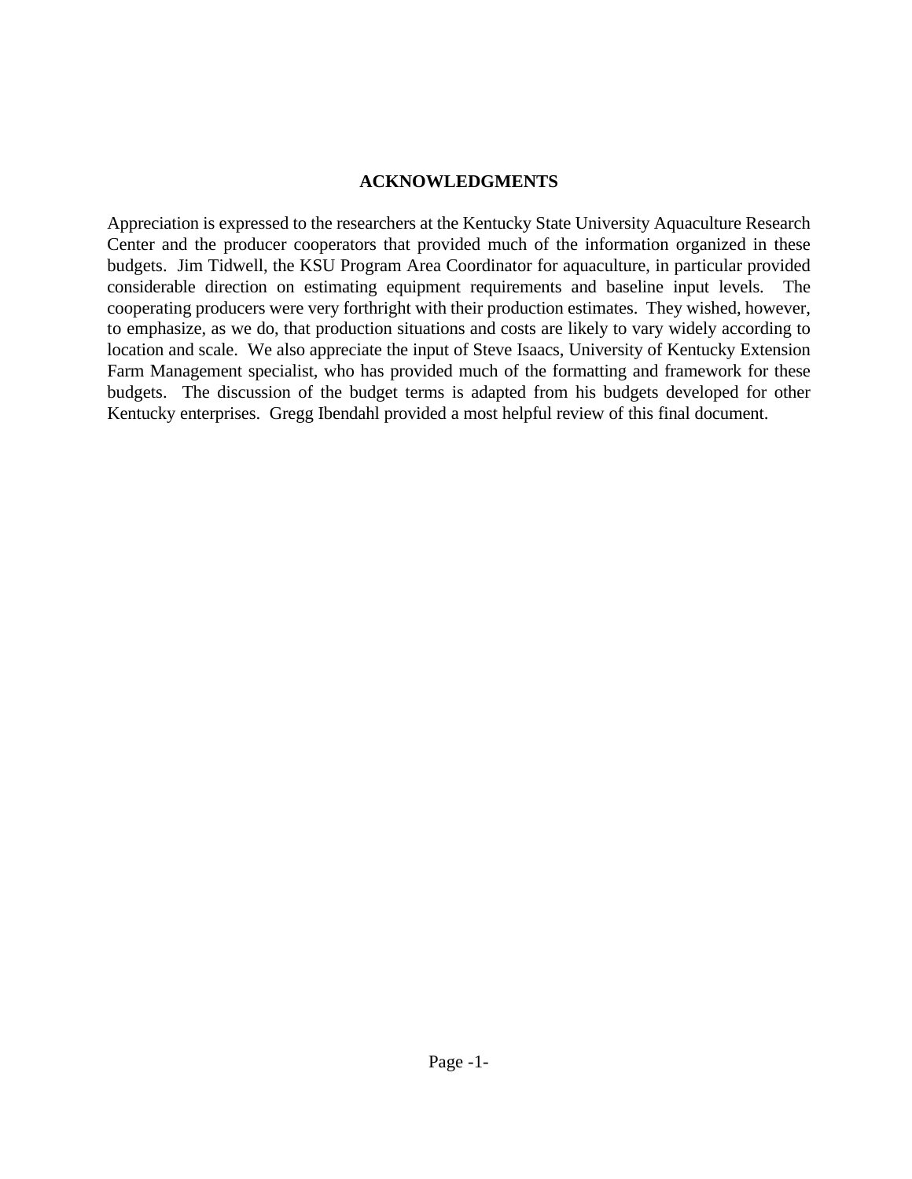## ACKNOWLEDGMENTS

Appreciation is expressed to the researchers at the Kentucky State University Aquaculture Research Center and the producer cooperators that provided much of the information organized in these budgets. Jim Tidwell, the KSU Program Area Coordinator for aquaculture, in particular provided considerable direction on estimating equipment requirements and baseline input levels. The cooperating producers were very forthright with their production estimates. They wished, however, to emphasize, as we do, that production situations and costs are likely to vary widely according to location and scale. We also appreciate the input of Steve Isaacs, University of Kentucky Extension Farm Management specialist, who has provided much of the formatting and framework for these budgets. The discussion of the budget terms is adapted from his budgets developed for other Kentucky enterprises. Gregg Ibendahl provided a most helpful review of this final document.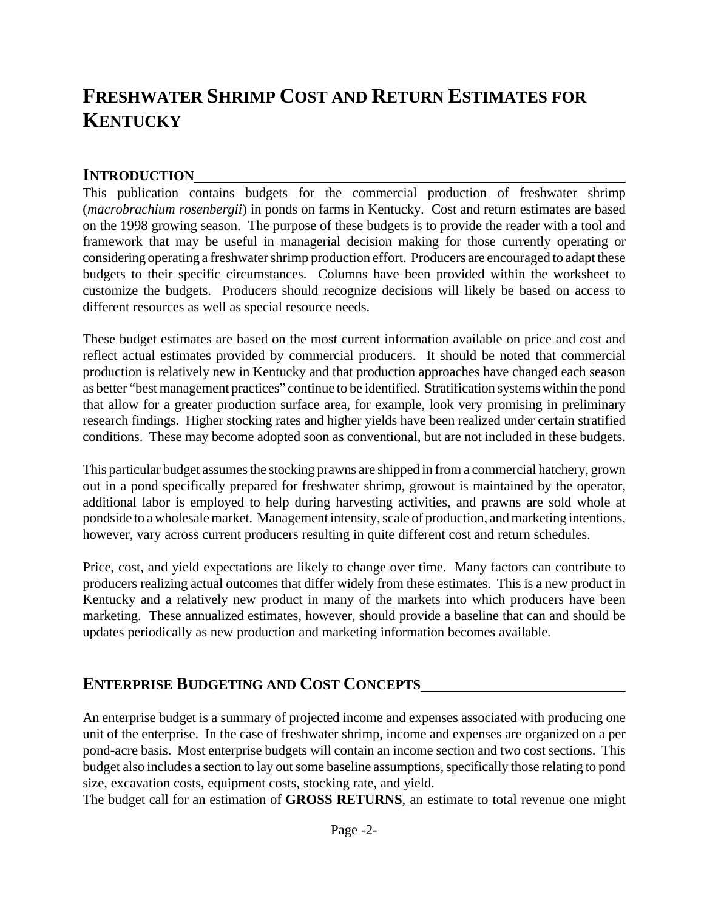# Freshwater Shrimp Cost and Return Estimates for Kentucky

## Introduction

This publication contains budgets for the commercial production of freshwater shrimp (*macrobrachium rosenbergii*) in ponds on farms in Kentucky. Cost and return estimates are based on the 1998 growing season. The purpose of these budgets is to provide the reader with a tool and framework that may be useful in managerial decision making for those currently operating or considering operating a freshwater shrimp production effort. Producers are encouraged to adapt these budgets to their specific circumstances. Columns have been provided within the worksheet to customize the budgets. Producers should recognize decisions will likely be based on access to different resources as well as special resource needs.

These budget estimates are based on the most current information available on price and cost and reflect actual estimates provided by commercial producers. It should be noted that commercial production is relatively new in Kentucky and that production approaches have changed each season as better "best management practices" continue to be identified. Stratification systems within the pond that allow for a greater production surface area, for example, look very promising in preliminary research findings. Higher stocking rates and higher yields have been realized under certain stratified conditions. These may become adopted soon as conventional, but are not included in these budgets.

This particular budget assumes the stocking prawns are shipped in from a commercial hatchery, grown out in a pond specifically prepared for freshwater shrimp, growout is maintained by the operator, additional labor is employed to help during harvesting activities, and prawns are sold whole at pondside to a wholesale market. Management intensity, scale of production, and marketing intentions, however, vary across current producers resulting in quite different cost and return schedules.

Price, cost, and yield expectations are likely to change over time. Many factors can contribute to producers realizing actual outcomes that differ widely from these estimates. This is a new product in Kentucky and a relatively new product in many of the markets into which producers have been marketing. These annualized estimates, however, should provide a baseline that can and should be updates periodically as new production and marketing information becomes available.

## Enterprise Budgeting and Cost Concepts

An enterprise budget is a summary of projected income and expenses associated with producing one unit of the enterprise. In the case of freshwater shrimp, income and expenses are organized on a per pond-acre basis. Most enterprise budgets will contain an income section and two cost sections. This budget also includes a section to lay out some baseline assumptions, specifically those relating to pond size, excavation costs, equipment costs, stocking rate, and yield.

The budget call for an estimation of **GROSS RETURNS**, an estimate to total revenue one might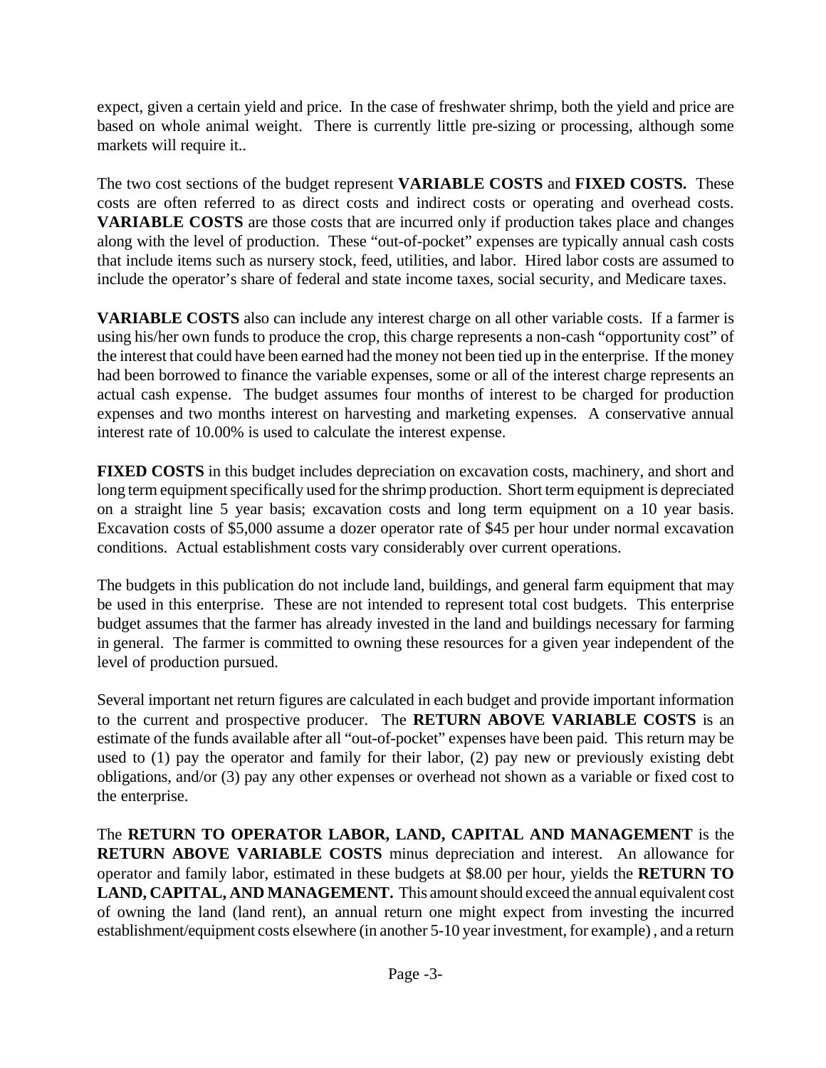expect, given a certain yield and price. In the case of freshwater shrimp, both the yield and price are based on whole animal weight. There is currently little pre-sizing or processing, although some markets will require it..

The two cost sections of the budget represent **VARIABLE COSTS** and **FIXED COSTS.** These costs are often referred to as direct costs and indirect costs or operating and overhead costs. **VARIABLE COSTS** are those costs that are incurred only if production takes place and changes along with the level of production. These "out-of-pocket" expenses are typically annual cash costs that include items such as nursery stock, feed, utilities, and labor. Hired labor costs are assumed to include the operator's share of federal and state income taxes, social security, and Medicare taxes.

**VARIABLE COSTS** also can include any interest charge on all other variable costs. If a farmer is using his/her own funds to produce the crop, this charge represents a non-cash "opportunity cost" of the interest that could have been earned had the money not been tied up in the enterprise. If the money had been borrowed to finance the variable expenses, some or all of the interest charge represents an actual cash expense. The budget assumes four months of interest to be charged for production expenses and two months interest on harvesting and marketing expenses. A conservative annual interest rate of 10.00% is used to calculate the interest expense.

**FIXED COSTS** in this budget includes depreciation on excavation costs, machinery, and short and long term equipment specifically used for the shrimp production. Short term equipment is depreciated on a straight line 5 year basis; excavation costs and long term equipment on a 10 year basis. Excavation costs of $5,000 assume a dozer operator rate of $45 per hour under normal excavation conditions. Actual establishment costs vary considerably over current operations.

The budgets in this publication do not include land, buildings, and general farm equipment that may be used in this enterprise. These are not intended to represent total cost budgets. This enterprise budget assumes that the farmer has already invested in the land and buildings necessary for farming in general. The farmer is committed to owning these resources for a given year independent of the level of production pursued.

Several important net return figures are calculated in each budget and provide important information to the current and prospective producer. The **RETURN ABOVE VARIABLE COSTS** is an estimate of the funds available after all "out-of-pocket" expenses have been paid. This return may be used to (1) pay the operator and family for their labor, (2) pay new or previously existing debt obligations, and/or (3) pay any other expenses or overhead not shown as a variable or fixed cost to the enterprise.

The **RETURN TO OPERATOR LABOR, LAND, CAPITAL AND MANAGEMENT** is the **RETURN ABOVE VARIABLE COSTS** minus depreciation and interest. An allowance for operator and family labor, estimated in these budgets at $8.00 per hour, yields the **RETURN TO LAND, CAPITAL, AND MANAGEMENT.** This amount should exceed the annual equivalent cost of owning the land (land rent), an annual return one might expect from investing the incurred establishment/equipment costs elsewhere (in another 5-10 year investment, for example) , and a return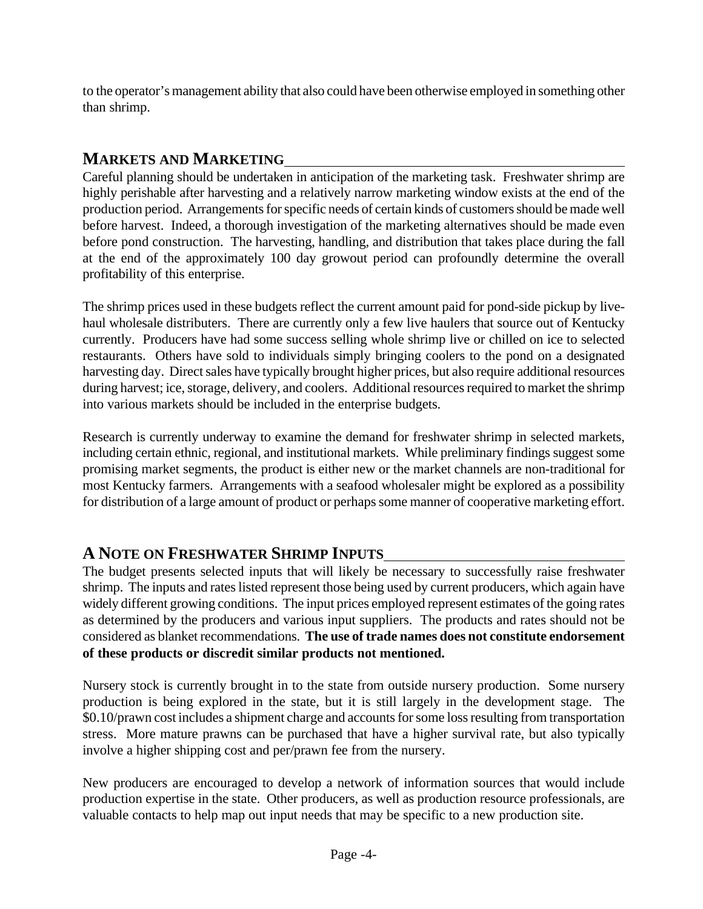to the operator's management ability that also could have been otherwise employed in something other than shrimp.

## MARKETS AND MARKETING

Careful planning should be undertaken in anticipation of the marketing task. Freshwater shrimp are highly perishable after harvesting and a relatively narrow marketing window exists at the end of the production period. Arrangements for specific needs of certain kinds of customers should be made well before harvest. Indeed, a thorough investigation of the marketing alternatives should be made even before pond construction. The harvesting, handling, and distribution that takes place during the fall at the end of the approximately 100 day growout period can profoundly determine the overall profitability of this enterprise.

The shrimp prices used in these budgets reflect the current amount paid for pond-side pickup by live-haul wholesale distributers. There are currently only a few live haulers that source out of Kentucky currently. Producers have had some success selling whole shrimp live or chilled on ice to selected restaurants. Others have sold to individuals simply bringing coolers to the pond on a designated harvesting day. Direct sales have typically brought higher prices, but also require additional resources during harvest; ice, storage, delivery, and coolers. Additional resources required to market the shrimp into various markets should be included in the enterprise budgets.

Research is currently underway to examine the demand for freshwater shrimp in selected markets, including certain ethnic, regional, and institutional markets. While preliminary findings suggest some promising market segments, the product is either new or the market channels are non-traditional for most Kentucky farmers. Arrangements with a seafood wholesaler might be explored as a possibility for distribution of a large amount of product or perhaps some manner of cooperative marketing effort.

## A NOTE ON FRESHWATER SHRIMP INPUTS

The budget presents selected inputs that will likely be necessary to successfully raise freshwater shrimp. The inputs and rates listed represent those being used by current producers, which again have widely different growing conditions. The input prices employed represent estimates of the going rates as determined by the producers and various input suppliers. The products and rates should not be considered as blanket recommendations. **The use of trade names does not constitute endorsement of these products or discredit similar products not mentioned.**

Nursery stock is currently brought in to the state from outside nursery production. Some nursery production is being explored in the state, but it is still largely in the development stage. The $0.10/prawn cost includes a shipment charge and accounts for some loss resulting from transportation stress. More mature prawns can be purchased that have a higher survival rate, but also typically involve a higher shipping cost and per/prawn fee from the nursery.

New producers are encouraged to develop a network of information sources that would include production expertise in the state. Other producers, as well as production resource professionals, are valuable contacts to help map out input needs that may be specific to a new production site.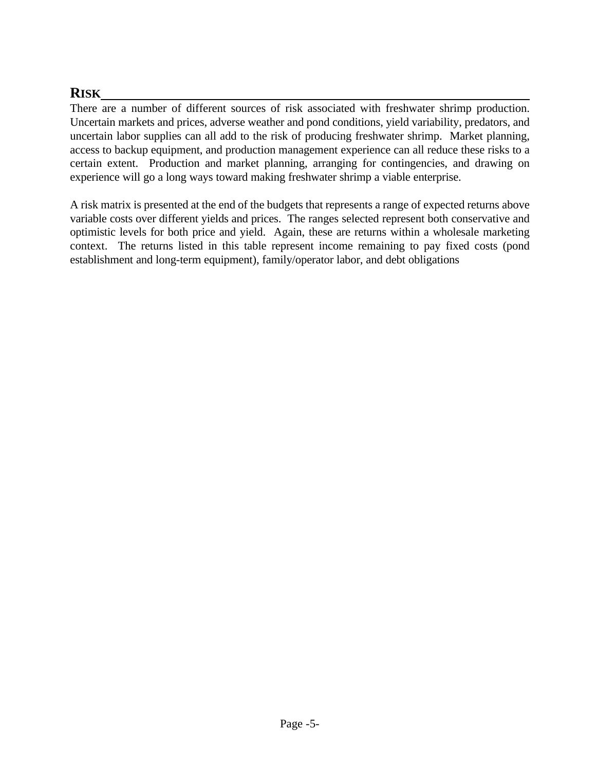## RISK

There are a number of different sources of risk associated with freshwater shrimp production. Uncertain markets and prices, adverse weather and pond conditions, yield variability, predators, and uncertain labor supplies can all add to the risk of producing freshwater shrimp. Market planning, access to backup equipment, and production management experience can all reduce these risks to a certain extent. Production and market planning, arranging for contingencies, and drawing on experience will go a long ways toward making freshwater shrimp a viable enterprise.

A risk matrix is presented at the end of the budgets that represents a range of expected returns above variable costs over different yields and prices. The ranges selected represent both conservative and optimistic levels for both price and yield. Again, these are returns within a wholesale marketing context. The returns listed in this table represent income remaining to pay fixed costs (pond establishment and long-term equipment), family/operator labor, and debt obligations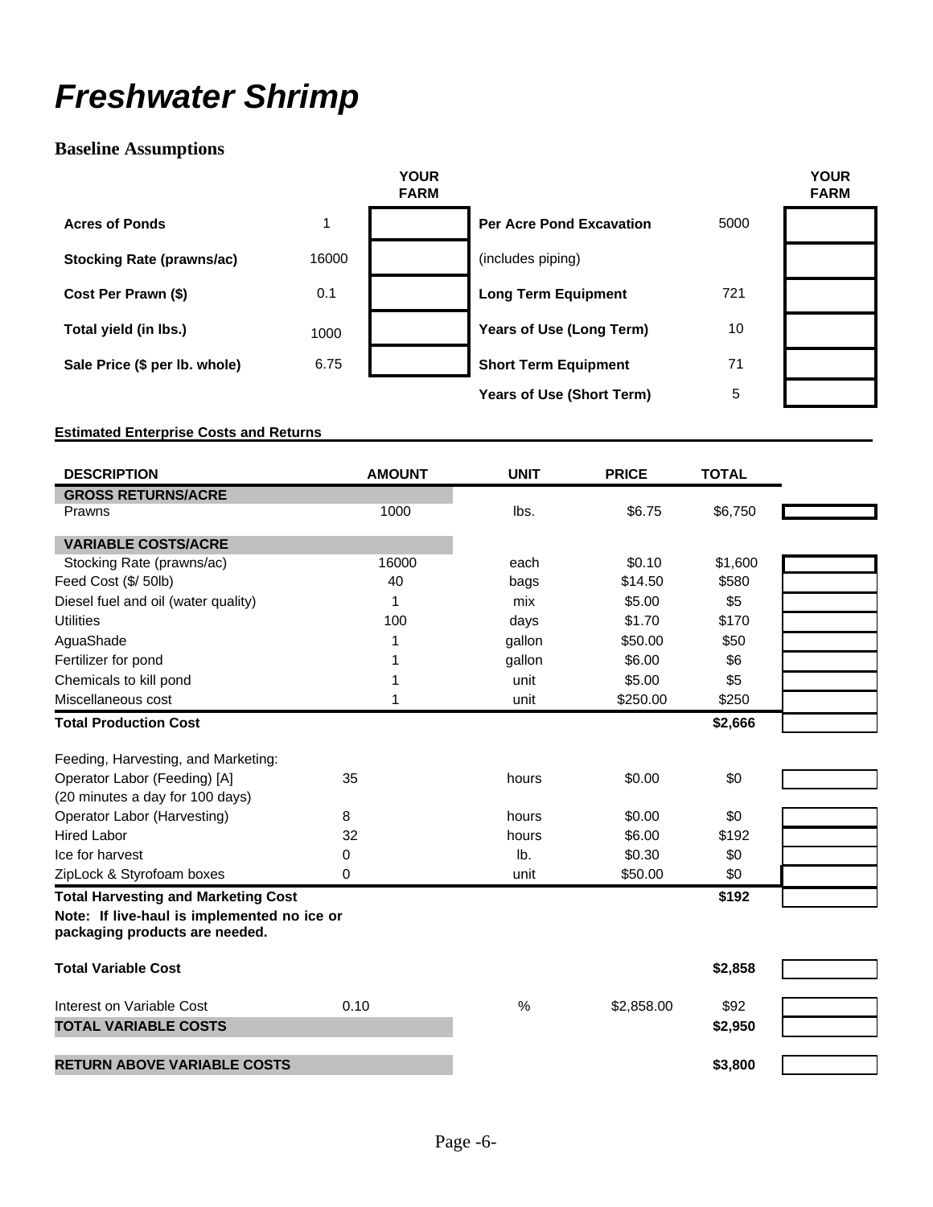# *Freshwater Shrimp*

## Baseline Assumptions

| | | YOUR FARM | | | YOUR FARM |
|---|---|---|---|---|---|
| **Acres of Ponds** | 1 | | **Per Acre Pond Excavation** | 5000 | |
| **Stocking Rate (prawns/ac)** | 16000 | | (includes piping) | | |
| **Cost Per Prawn ($)** | 0.1 | | **Long Term Equipment** | 721 | |
| **Total yield (in lbs.)** | 1000 | | **Years of Use (Long Term)** | 10 | |
| **Sale Price ($ per lb. whole)** | 6.75 | | **Short Term Equipment** | 71 | |
| | | | **Years of Use (Short Term)** | 5 | |

**Estimated Enterprise Costs and Returns**

| DESCRIPTION | AMOUNT | UNIT | PRICE | TOTAL | |
|---|---|---|---|---|---|
| **GROSS RETURNS/ACRE** | | | | | |
| Prawns | 1000 | lbs. | $6.75 | $6,750 | |
| **VARIABLE COSTS/ACRE** | | | | | |
| Stocking Rate (prawns/ac) | 16000 | each | $0.10 | $1,600 | |
| Feed Cost ($/ 50lb) | 40 | bags | $14.50 | $580 | |
| Diesel fuel and oil (water quality) | 1 | mix | $5.00 | $5 | |
| Utilities | 100 | days | $1.70 | $170 | |
| AguaShade | 1 | gallon | $50.00 | $50 | |
| Fertilizer for pond | 1 | gallon | $6.00 | $6 | |
| Chemicals to kill pond | 1 | unit | $5.00 | $5 | |
| Miscellaneous cost | 1 | unit | $250.00 | $250 | |
| **Total Production Cost** | | | | **$2,666** | |
| Feeding, Harvesting, and Marketing: | | | | | |
| Operator Labor (Feeding) [A] (20 minutes a day for 100 days) | 35 | hours | $0.00 | $0 | |
| Operator Labor (Harvesting) | 8 | hours | $0.00 | $0 | |
| Hired Labor | 32 | hours | $6.00 | $192 | |
| Ice for harvest | 0 | lb. | $0.30 | $0 | |
| ZipLock & Styrofoam boxes | 0 | unit | $50.00 | $0 | |
| **Total Harvesting and Marketing Cost** | | | | **$192** | |
| **Note: If live-haul is implemented no ice or packaging products are needed.** | | | | | |
| **Total Variable Cost** | | | | **$2,858** | |
| Interest on Variable Cost | 0.10 | % | $2,858.00 | $92 | |
| **TOTAL VARIABLE COSTS** | | | | **$2,950** | |
| **RETURN ABOVE VARIABLE COSTS** | | | | **$3,800** | |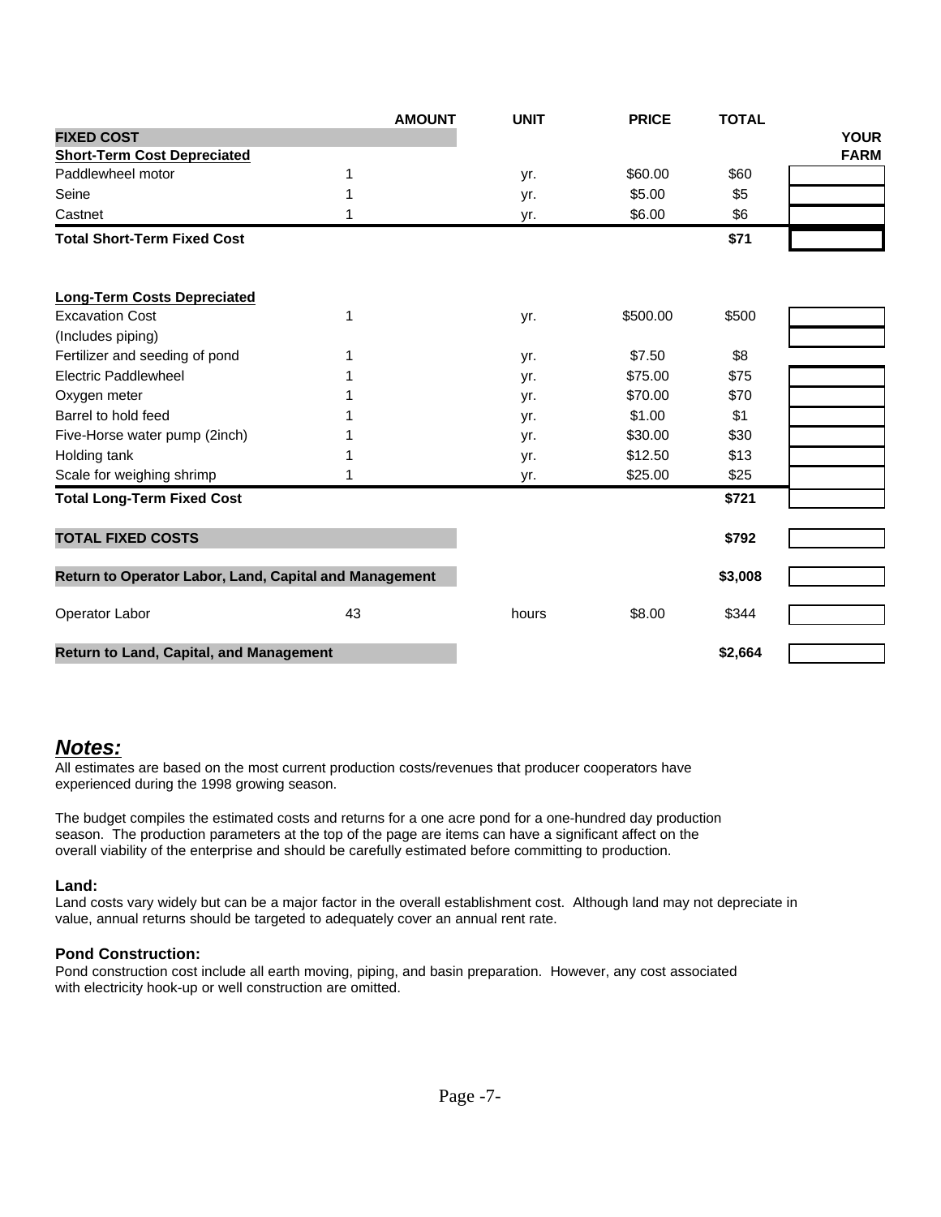| | AMOUNT | UNIT | PRICE | TOTAL | YOUR FARM |
|---|---|---|---|---|---|
| **FIXED COST** | | | | | |
| **Short-Term Cost Depreciated** | | | | | |
| Paddlewheel motor | 1 | yr. | $60.00 | $60 | |
| Seine | 1 | yr. | $5.00 | $5 | |
| Castnet | 1 | yr. | $6.00 | $6 | |
| **Total Short-Term Fixed Cost** | | | | **$71** | |
| **Long-Term Costs Depreciated** | | | | | |
| Excavation Cost | 1 | yr. | $500.00 | $500 | |
| (Includes piping) | | | | | |
| Fertilizer and seeding of pond | 1 | yr. | $7.50 | $8 | |
| Electric Paddlewheel | 1 | yr. | $75.00 | $75 | |
| Oxygen meter | 1 | yr. | $70.00 | $70 | |
| Barrel to hold feed | 1 | yr. | $1.00 | $1 | |
| Five-Horse water pump (2inch) | 1 | yr. | $30.00 | $30 | |
| Holding tank | 1 | yr. | $12.50 | $13 | |
| Scale for weighing shrimp | 1 | yr. | $25.00 | $25 | |
| **Total Long-Term Fixed Cost** | | | | **$721** | |
| **TOTAL FIXED COSTS** | | | | **$792** | |
| **Return to Operator Labor, Land, Capital and Management** | | | | **$3,008** | |
| Operator Labor | 43 | hours | $8.00 | $344 | |
| **Return to Land, Capital, and Management** | | | | **$2,664** | |

## ***Notes:***

All estimates are based on the most current production costs/revenues that producer cooperators have experienced during the 1998 growing season.

The budget compiles the estimated costs and returns for a one acre pond for a one-hundred day production season. The production parameters at the top of the page are items can have a significant affect on the overall viability of the enterprise and should be carefully estimated before committing to production.

### Land:

Land costs vary widely but can be a major factor in the overall establishment cost. Although land may not depreciate in value, annual returns should be targeted to adequately cover an annual rent rate.

### Pond Construction:

Pond construction cost include all earth moving, piping, and basin preparation. However, any cost associated with electricity hook-up or well construction are omitted.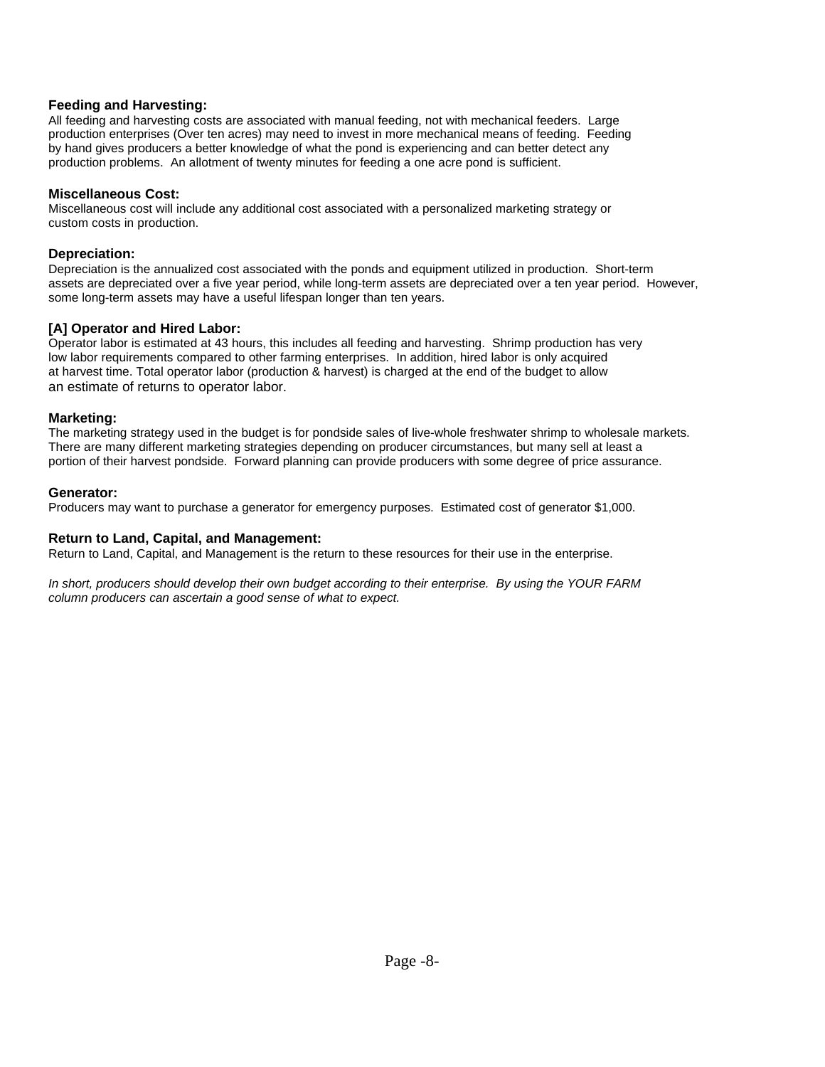**Feeding and Harvesting:**

All feeding and harvesting costs are associated with manual feeding, not with mechanical feeders. Large production enterprises (Over ten acres) may need to invest in more mechanical means of feeding. Feeding by hand gives producers a better knowledge of what the pond is experiencing and can better detect any production problems. An allotment of twenty minutes for feeding a one acre pond is sufficient.

**Miscellaneous Cost:**

Miscellaneous cost will include any additional cost associated with a personalized marketing strategy or custom costs in production.

**Depreciation:**

Depreciation is the annualized cost associated with the ponds and equipment utilized in production. Short-term assets are depreciated over a five year period, while long-term assets are depreciated over a ten year period. However, some long-term assets may have a useful lifespan longer than ten years.

**[A] Operator and Hired Labor:**

Operator labor is estimated at 43 hours, this includes all feeding and harvesting. Shrimp production has very low labor requirements compared to other farming enterprises. In addition, hired labor is only acquired at harvest time. Total operator labor (production & harvest) is charged at the end of the budget to allow an estimate of returns to operator labor.

**Marketing:**

The marketing strategy used in the budget is for pondside sales of live-whole freshwater shrimp to wholesale markets. There are many different marketing strategies depending on producer circumstances, but many sell at least a portion of their harvest pondside. Forward planning can provide producers with some degree of price assurance.

**Generator:**

Producers may want to purchase a generator for emergency purposes. Estimated cost of generator $1,000.

**Return to Land, Capital, and Management:**

Return to Land, Capital, and Management is the return to these resources for their use in the enterprise.

*In short, producers should develop their own budget according to their enterprise. By using the YOUR FARM column producers can ascertain a good sense of what to expect.*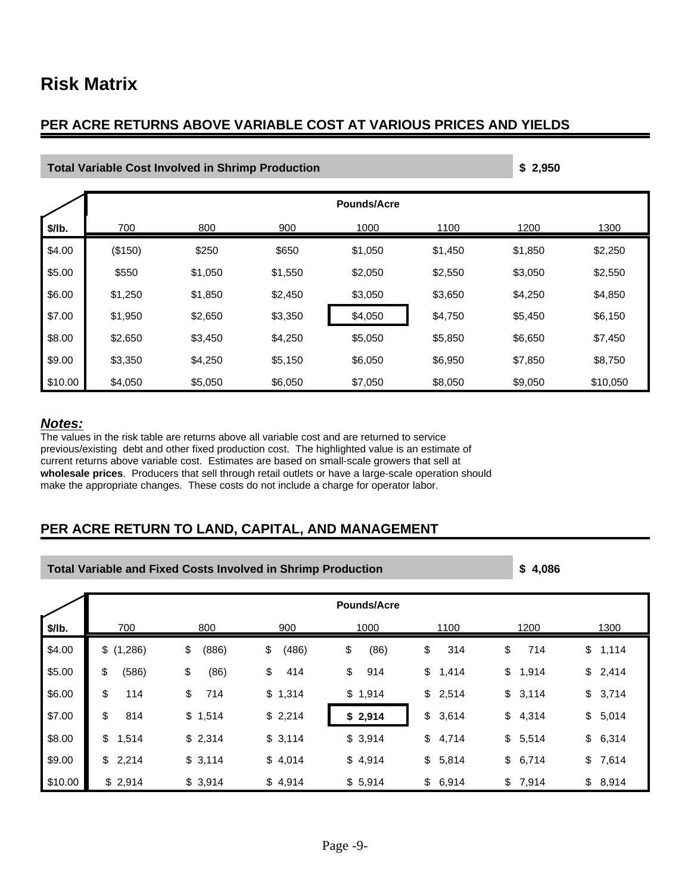# Risk Matrix

## PER ACRE RETURNS ABOVE VARIABLE COST AT VARIOUS PRICES AND YIELDS

**Total Variable Cost Involved in Shrimp Production** **$ 2,950**

| | Pounds/Acre | | | | | | |
|---|---|---|---|---|---|---|---|
| **$/lb.** | 700 | 800 | 900 | 1000 | 1100 | 1200 | 1300 |
| $4.00 | ($150) | $250 | $650 | $1,050 | $1,450 | $1,850 | $2,250 |
| $5.00 | $550 | $1,050 | $1,550 | $2,050 | $2,550 | $3,050 | $2,550 |
| $6.00 | $1,250 | $1,850 | $2,450 | $3,050 | $3,650 | $4,250 | $4,850 |
| $7.00 | $1,950 | $2,650 | $3,350 | $4,050 | $4,750 | $5,450 | $6,150 |
| $8.00 | $2,650 | $3,450 | $4,250 | $5,050 | $5,850 | $6,650 | $7,450 |
| $9.00 | $3,350 | $4,250 | $5,150 | $6,050 | $6,950 | $7,850 | $8,750 |
| $10.00 | $4,050 | $5,050 | $6,050 | $7,050 | $8,050 | $9,050 | $10,050 |

***Notes:***
The values in the risk table are returns above all variable cost and are returned to service previous/existing debt and other fixed production cost. The highlighted value is an estimate of current returns above variable cost. Estimates are based on small-scale growers that sell at **wholesale prices**. Producers that sell through retail outlets or have a large-scale operation should make the appropriate changes. These costs do not include a charge for operator labor.

## PER ACRE RETURN TO LAND, CAPITAL, AND MANAGEMENT

**Total Variable and Fixed Costs Involved in Shrimp Production** **$ 4,086**

| | Pounds/Acre | | | | | | |
|---|---|---|---|---|---|---|---|
| **$/lb.** | 700 | 800 | 900 | 1000 | 1100 | 1200 | 1300 |
| $4.00 | $ (1,286) | $ (886) | $ (486) | $ (86) | $ 314 | $ 714 | $ 1,114 |
| $5.00 | $ (586) | $ (86) | $ 414 | $ 914 | $ 1,414 | $ 1,914 | $ 2,414 |
| $6.00 | $ 114 | $ 714 | $ 1,314 | $ 1,914 | $ 2,514 | $ 3,114 | $ 3,714 |
| $7.00 | $ 814 | $ 1,514 | $ 2,214 | **$ 2,914** | $ 3,614 | $ 4,314 | $ 5,014 |
| $8.00 | $ 1,514 | $ 2,314 | $ 3,114 | $ 3,914 | $ 4,714 | $ 5,514 | $ 6,314 |
| $9.00 | $ 2,214 | $ 3,114 | $ 4,014 | $ 4,914 | $ 5,814 | $ 6,714 | $ 7,614 |
| $10.00 | $ 2,914 | $ 3,914 | $ 4,914 | $ 5,914 | $ 6,914 | $ 7,914 | $ 8,914 |